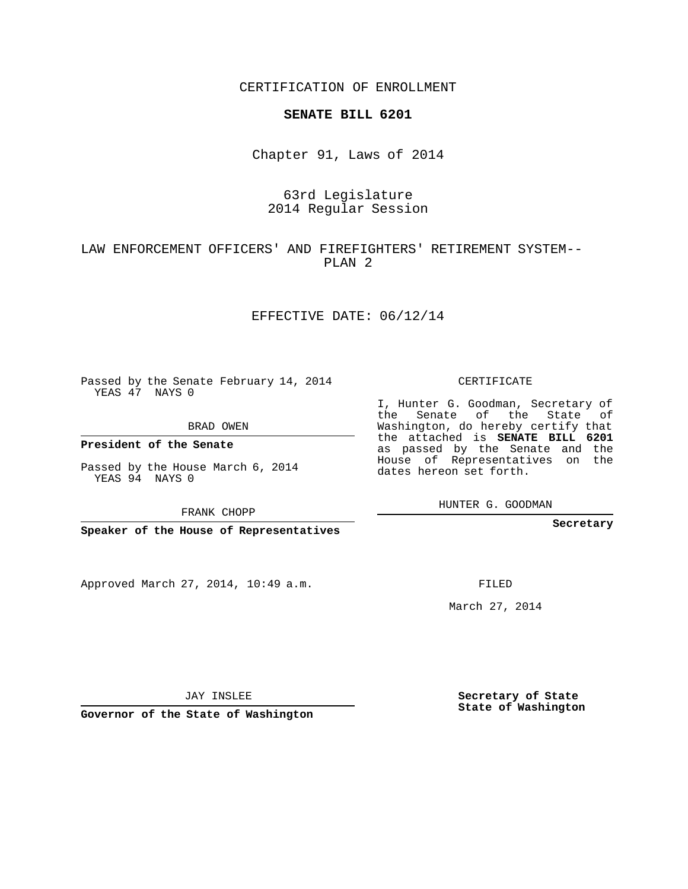CERTIFICATION OF ENROLLMENT

**SENATE BILL 6201**

Chapter 91, Laws of 2014

63rd Legislature
2014 Regular Session

LAW ENFORCEMENT OFFICERS' AND FIREFIGHTERS' RETIREMENT SYSTEM--PLAN 2

EFFECTIVE DATE: 06/12/14

Passed by the Senate February 14, 2014
YEAS 47 NAYS 0

BRAD OWEN

**President of the Senate**

Passed by the House March 6, 2014
YEAS 94 NAYS 0

FRANK CHOPP

**Speaker of the House of Representatives**

Approved March 27, 2014, 10:49 a.m.

JAY INSLEE

**Governor of the State of Washington**

CERTIFICATE

I, Hunter G. Goodman, Secretary of the Senate of the State of Washington, do hereby certify that the attached is **SENATE BILL 6201** as passed by the Senate and the House of Representatives on the dates hereon set forth.

HUNTER G. GOODMAN

**Secretary**

FILED

March 27, 2014

**Secretary of State**
**State of Washington**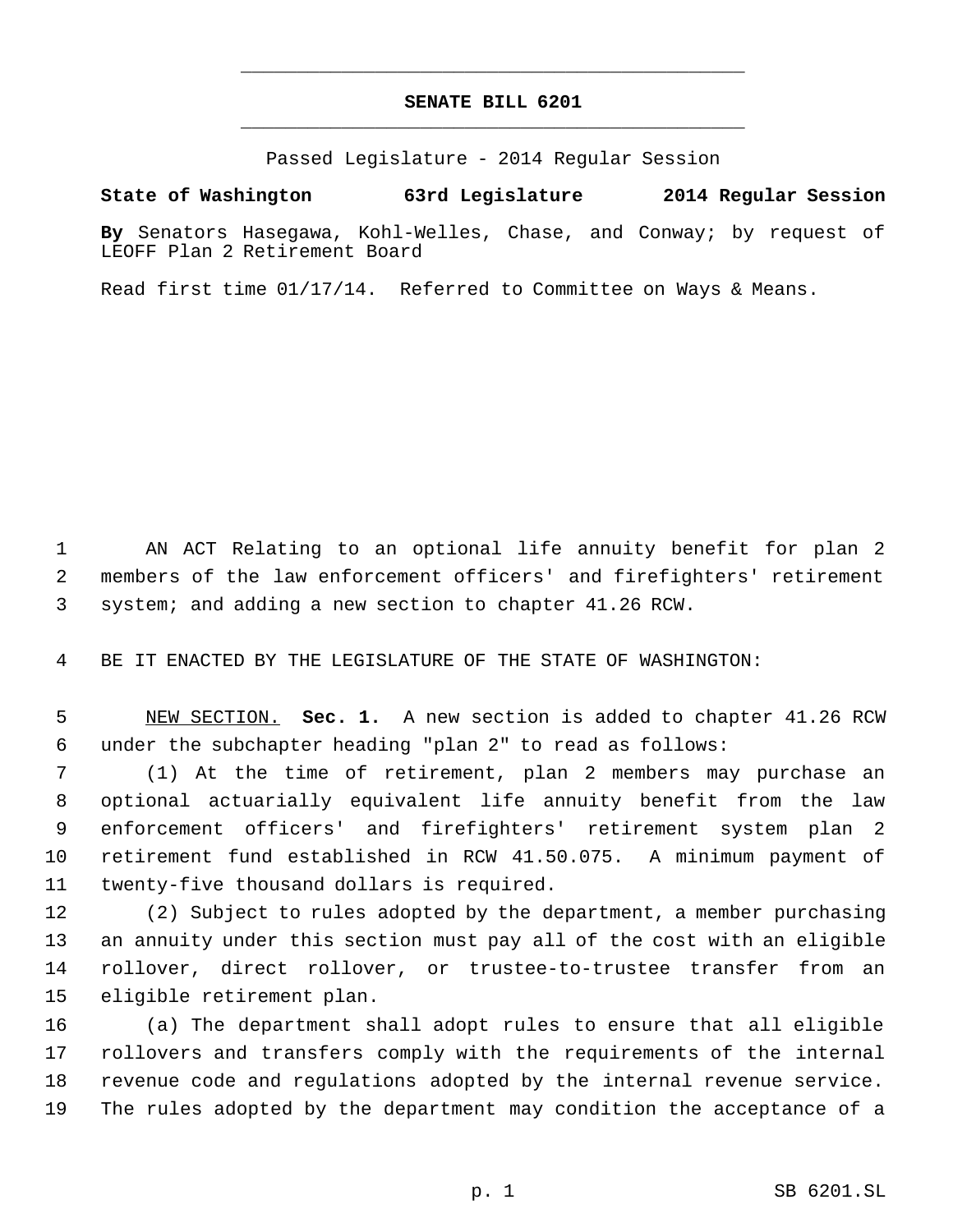# SENATE BILL 6201

Passed Legislature - 2014 Regular Session

**State of Washington 63rd Legislature 2014 Regular Session**

**By** Senators Hasegawa, Kohl-Welles, Chase, and Conway; by request of LEOFF Plan 2 Retirement Board

Read first time 01/17/14. Referred to Committee on Ways & Means.

AN ACT Relating to an optional life annuity benefit for plan 2 members of the law enforcement officers' and firefighters' retirement system; and adding a new section to chapter 41.26 RCW.

BE IT ENACTED BY THE LEGISLATURE OF THE STATE OF WASHINGTON:

NEW SECTION. **Sec. 1.** A new section is added to chapter 41.26 RCW under the subchapter heading "plan 2" to read as follows:

(1) At the time of retirement, plan 2 members may purchase an optional actuarially equivalent life annuity benefit from the law enforcement officers' and firefighters' retirement system plan 2 retirement fund established in RCW 41.50.075. A minimum payment of twenty-five thousand dollars is required.

(2) Subject to rules adopted by the department, a member purchasing an annuity under this section must pay all of the cost with an eligible rollover, direct rollover, or trustee-to-trustee transfer from an eligible retirement plan.

(a) The department shall adopt rules to ensure that all eligible rollovers and transfers comply with the requirements of the internal revenue code and regulations adopted by the internal revenue service. The rules adopted by the department may condition the acceptance of a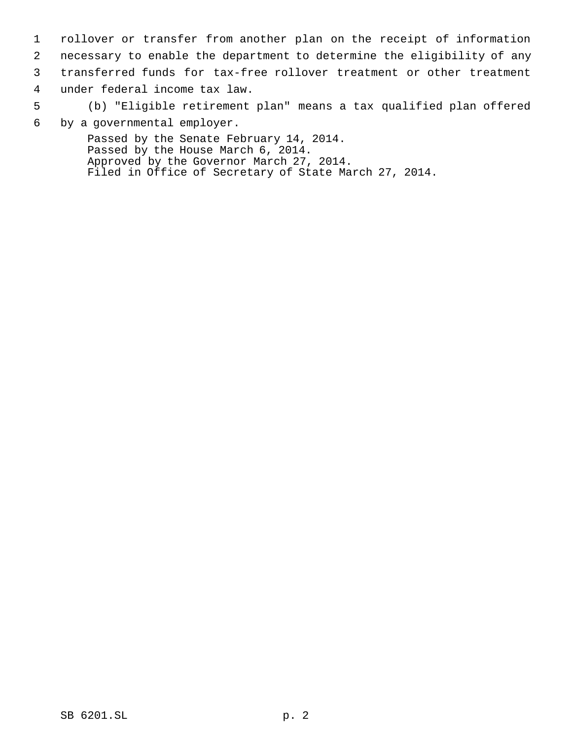rollover or transfer from another plan on the receipt of information necessary to enable the department to determine the eligibility of any transferred funds for tax-free rollover treatment or other treatment under federal income tax law.

(b) "Eligible retirement plan" means a tax qualified plan offered by a governmental employer.

Passed by the Senate February 14, 2014.
Passed by the House March 6, 2014.
Approved by the Governor March 27, 2014.
Filed in Office of Secretary of State March 27, 2014.